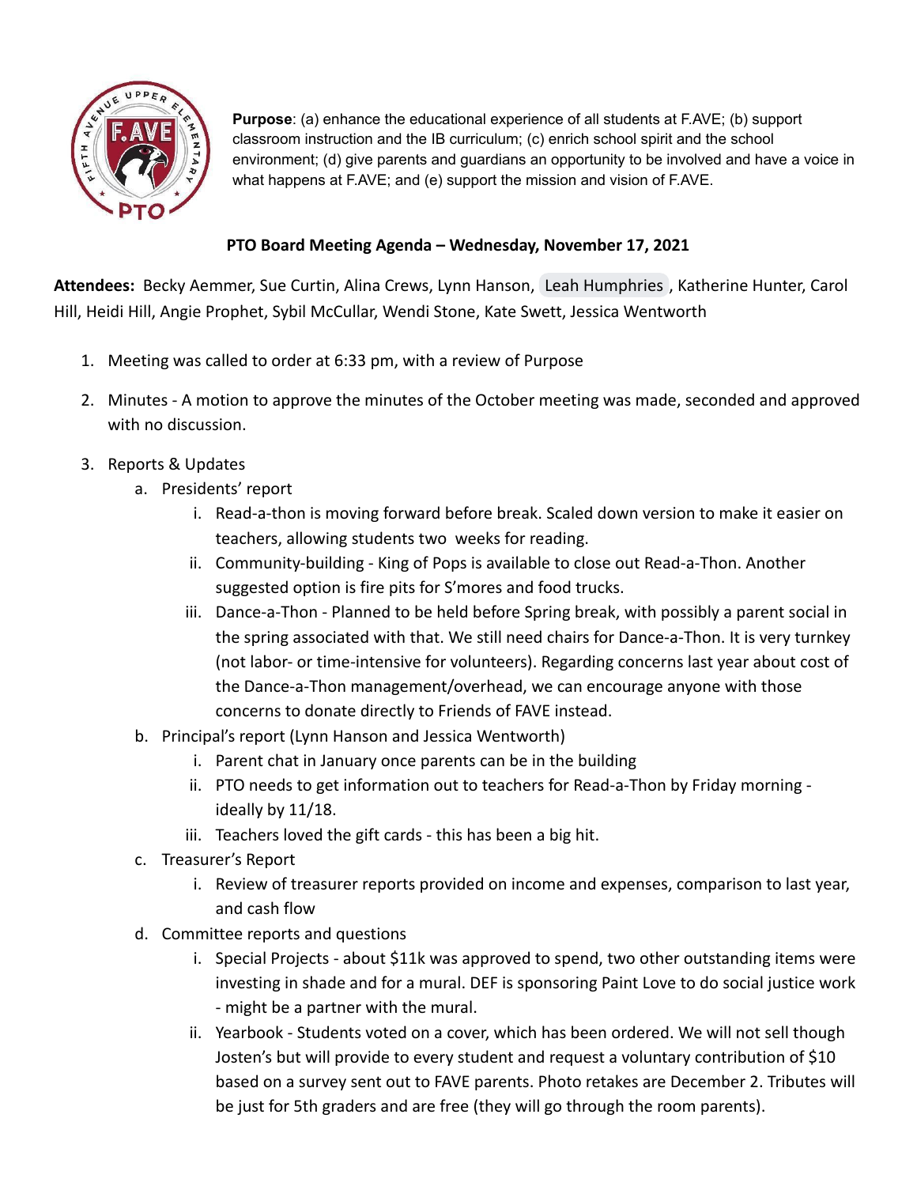**Purpose**: (a) enhance the educational experience of all students at F.AVE; (b) support classroom instruction and the IB curriculum; (c) enrich school spirit and the school environment; (d) give parents and guardians an opportunity to be involved and have a voice in what happens at F.AVE; and (e) support the mission and vision of F.AVE.

## PTO Board Meeting Agenda – Wednesday, November 17, 2021

**Attendees:** Becky Aemmer, Sue Curtin, Alina Crews, Lynn Hanson, Leah Humphries, Katherine Hunter, Carol Hill, Heidi Hill, Angie Prophet, Sybil McCullar, Wendi Stone, Kate Swett, Jessica Wentworth

1. Meeting was called to order at 6:33 pm, with a review of Purpose
2. Minutes - A motion to approve the minutes of the October meeting was made, seconded and approved with no discussion.
3. Reports & Updates
   a. Presidents' report
      i. Read-a-thon is moving forward before break. Scaled down version to make it easier on teachers, allowing students two weeks for reading.
      ii. Community-building - King of Pops is available to close out Read-a-Thon. Another suggested option is fire pits for S'mores and food trucks.
      iii. Dance-a-Thon - Planned to be held before Spring break, with possibly a parent social in the spring associated with that. We still need chairs for Dance-a-Thon. It is very turnkey (not labor- or time-intensive for volunteers). Regarding concerns last year about cost of the Dance-a-Thon management/overhead, we can encourage anyone with those concerns to donate directly to Friends of FAVE instead.
   b. Principal's report (Lynn Hanson and Jessica Wentworth)
      i. Parent chat in January once parents can be in the building
      ii. PTO needs to get information out to teachers for Read-a-Thon by Friday morning - ideally by 11/18.
      iii. Teachers loved the gift cards - this has been a big hit.
   c. Treasurer's Report
      i. Review of treasurer reports provided on income and expenses, comparison to last year, and cash flow
   d. Committee reports and questions
      i. Special Projects - about $11k was approved to spend, two other outstanding items were investing in shade and for a mural. DEF is sponsoring Paint Love to do social justice work - might be a partner with the mural.
      ii. Yearbook - Students voted on a cover, which has been ordered. We will not sell though Josten's but will provide to every student and request a voluntary contribution of $10 based on a survey sent out to FAVE parents. Photo retakes are December 2. Tributes will be just for 5th graders and are free (they will go through the room parents).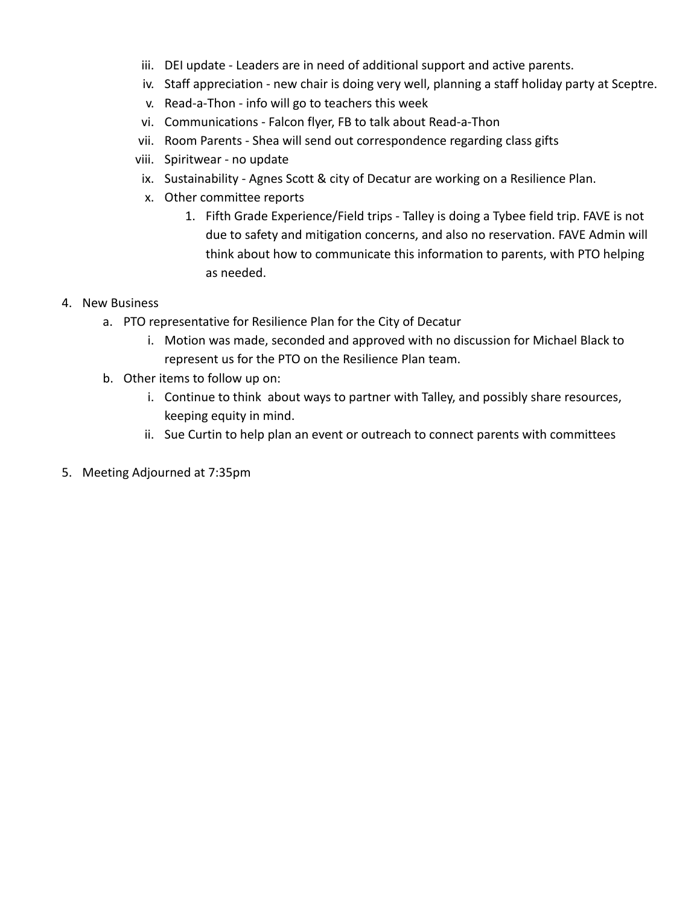iii. DEI update - Leaders are in need of additional support and active parents.
iv. Staff appreciation - new chair is doing very well, planning a staff holiday party at Sceptre.
v. Read-a-Thon - info will go to teachers this week
vi. Communications - Falcon flyer, FB to talk about Read-a-Thon
vii. Room Parents - Shea will send out correspondence regarding class gifts
viii. Spiritwear - no update
ix. Sustainability - Agnes Scott & city of Decatur are working on a Resilience Plan.
x. Other committee reports
    1. Fifth Grade Experience/Field trips - Talley is doing a Tybee field trip. FAVE is not due to safety and mitigation concerns, and also no reservation. FAVE Admin will think about how to communicate this information to parents, with PTO helping as needed.

4. New Business
    a. PTO representative for Resilience Plan for the City of Decatur
        i. Motion was made, seconded and approved with no discussion for Michael Black to represent us for the PTO on the Resilience Plan team.
    b. Other items to follow up on:
        i. Continue to think about ways to partner with Talley, and possibly share resources, keeping equity in mind.
        ii. Sue Curtin to help plan an event or outreach to connect parents with committees

5. Meeting Adjourned at 7:35pm